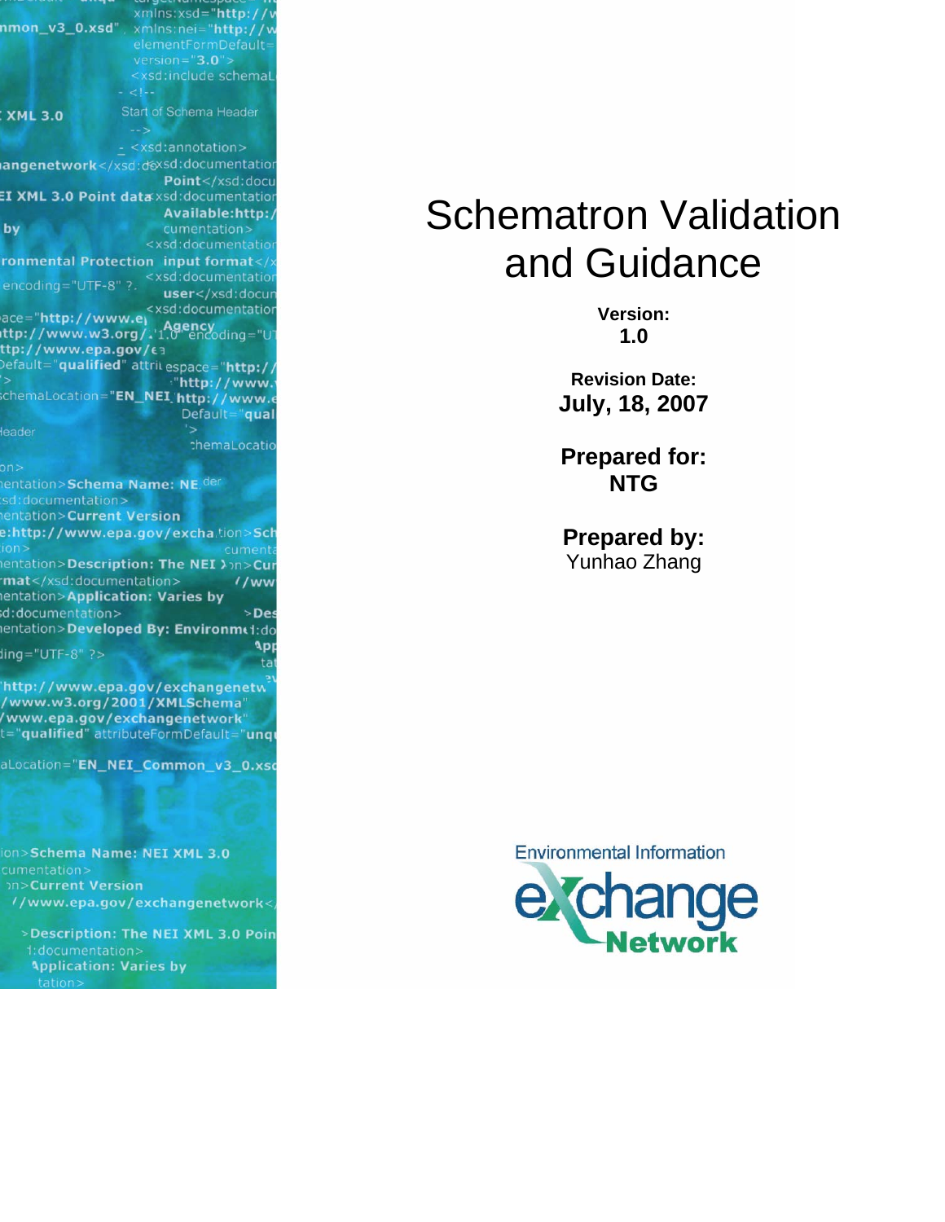# Schematron Validation and Guidance

**Version:**
**1.0**

**Revision Date:**
**July, 18, 2007**

**Prepared for:**
**NTG**

**Prepared by:**
Yunhao Zhang

Environmental Information
Exchange
Network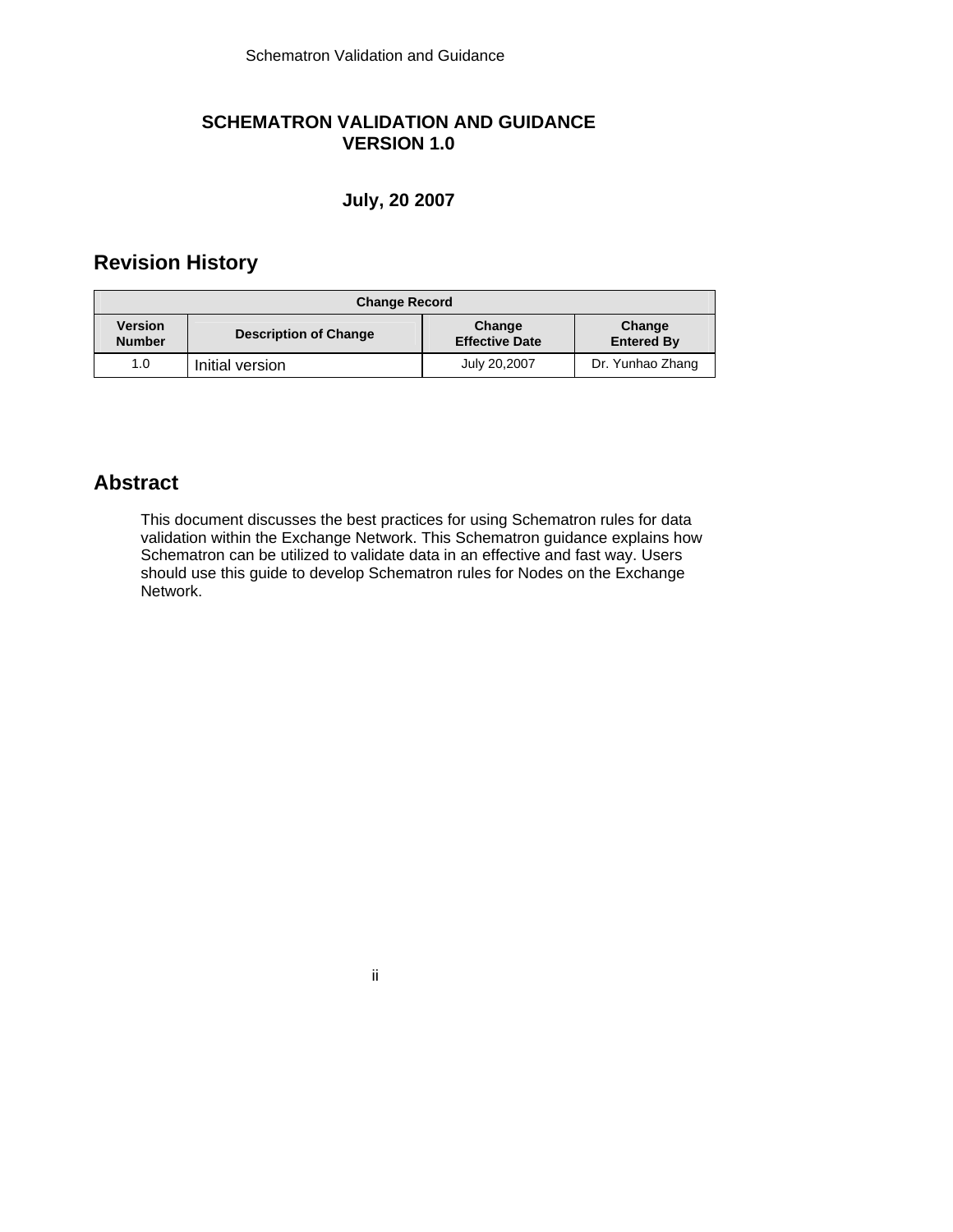# SCHEMATRON VALIDATION AND GUIDANCE
# VERSION 1.0

**July, 20 2007**

## Revision History

| Change Record | | | |
|---|---|---|---|
| **Version Number** | **Description of Change** | **Change Effective Date** | **Change Entered By** |
| 1.0 | Initial version | July 20,2007 | Dr. Yunhao Zhang |

## Abstract

This document discusses the best practices for using Schematron rules for data validation within the Exchange Network. This Schematron guidance explains how Schematron can be utilized to validate data in an effective and fast way. Users should use this guide to develop Schematron rules for Nodes on the Exchange Network.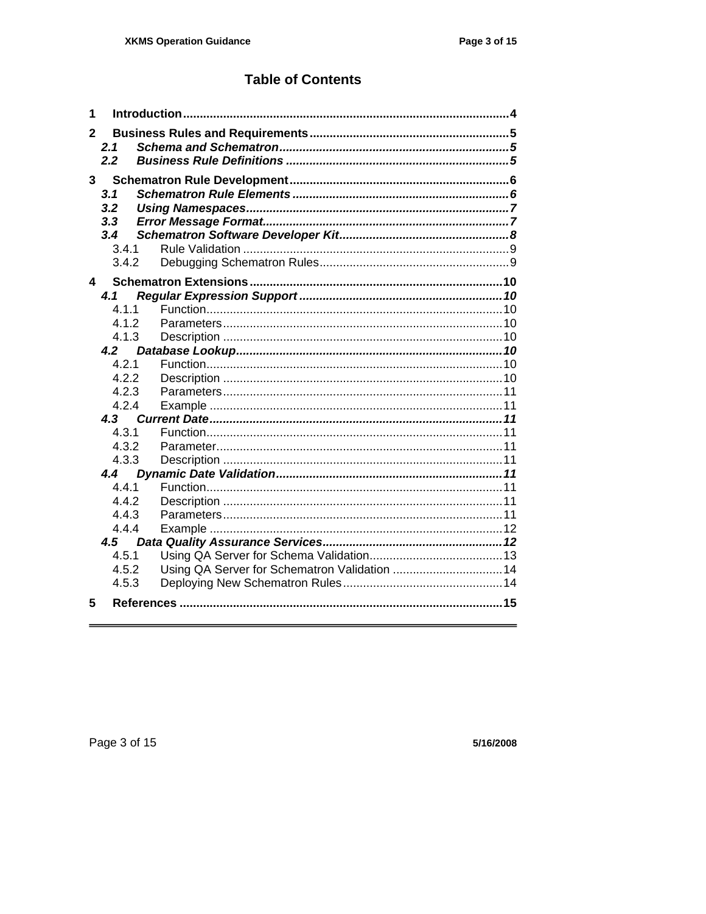# Table of Contents

**1 Introduction** .......... 4

**2 Business Rules and Requirements** .......... 5

- ***2.1 Schema and Schematron*** .......... 5
- ***2.2 Business Rule Definitions*** .......... 5

**3 Schematron Rule Development** .......... 6

- ***3.1 Schematron Rule Elements*** .......... 6
- ***3.2 Using Namespaces*** .......... 7
- ***3.3 Error Message Format*** .......... 7
- ***3.4 Schematron Software Developer Kit*** .......... 8
  - 3.4.1 Rule Validation .......... 9
  - 3.4.2 Debugging Schematron Rules .......... 9

**4 Schematron Extensions** .......... 10

- ***4.1 Regular Expression Support*** .......... 10
  - 4.1.1 Function .......... 10
  - 4.1.2 Parameters .......... 10
  - 4.1.3 Description .......... 10
- ***4.2 Database Lookup*** .......... 10
  - 4.2.1 Function .......... 10
  - 4.2.2 Description .......... 10
  - 4.2.3 Parameters .......... 11
  - 4.2.4 Example .......... 11
- ***4.3 Current Date*** .......... 11
  - 4.3.1 Function .......... 11
  - 4.3.2 Parameter .......... 11
  - 4.3.3 Description .......... 11
- ***4.4 Dynamic Date Validation*** .......... 11
  - 4.4.1 Function .......... 11
  - 4.4.2 Description .......... 11
  - 4.4.3 Parameters .......... 11
  - 4.4.4 Example .......... 12
- ***4.5 Data Quality Assurance Services*** .......... 12
  - 4.5.1 Using QA Server for Schema Validation .......... 13
  - 4.5.2 Using QA Server for Schematron Validation .......... 14
  - 4.5.3 Deploying New Schematron Rules .......... 14

**5 References** .......... 15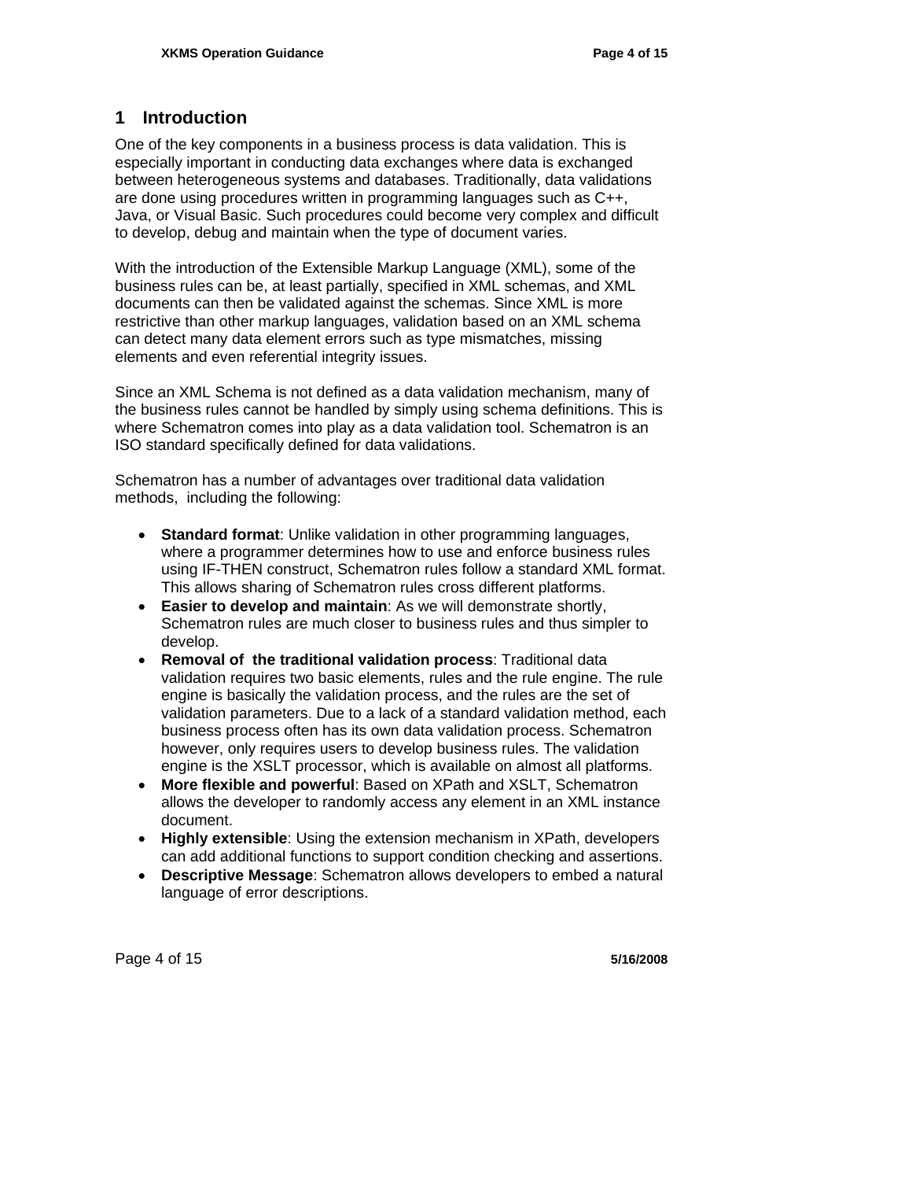# 1 Introduction

One of the key components in a business process is data validation. This is especially important in conducting data exchanges where data is exchanged between heterogeneous systems and databases. Traditionally, data validations are done using procedures written in programming languages such as C++, Java, or Visual Basic. Such procedures could become very complex and difficult to develop, debug and maintain when the type of document varies.

With the introduction of the Extensible Markup Language (XML), some of the business rules can be, at least partially, specified in XML schemas, and XML documents can then be validated against the schemas. Since XML is more restrictive than other markup languages, validation based on an XML schema can detect many data element errors such as type mismatches, missing elements and even referential integrity issues.

Since an XML Schema is not defined as a data validation mechanism, many of the business rules cannot be handled by simply using schema definitions. This is where Schematron comes into play as a data validation tool. Schematron is an ISO standard specifically defined for data validations.

Schematron has a number of advantages over traditional data validation methods, including the following:

- **Standard format**: Unlike validation in other programming languages, where a programmer determines how to use and enforce business rules using IF-THEN construct, Schematron rules follow a standard XML format. This allows sharing of Schematron rules cross different platforms.
- **Easier to develop and maintain**: As we will demonstrate shortly, Schematron rules are much closer to business rules and thus simpler to develop.
- **Removal of the traditional validation process**: Traditional data validation requires two basic elements, rules and the rule engine. The rule engine is basically the validation process, and the rules are the set of validation parameters. Due to a lack of a standard validation method, each business process often has its own data validation process. Schematron however, only requires users to develop business rules. The validation engine is the XSLT processor, which is available on almost all platforms.
- **More flexible and powerful**: Based on XPath and XSLT, Schematron allows the developer to randomly access any element in an XML instance document.
- **Highly extensible**: Using the extension mechanism in XPath, developers can add additional functions to support condition checking and assertions.
- **Descriptive Message**: Schematron allows developers to embed a natural language of error descriptions.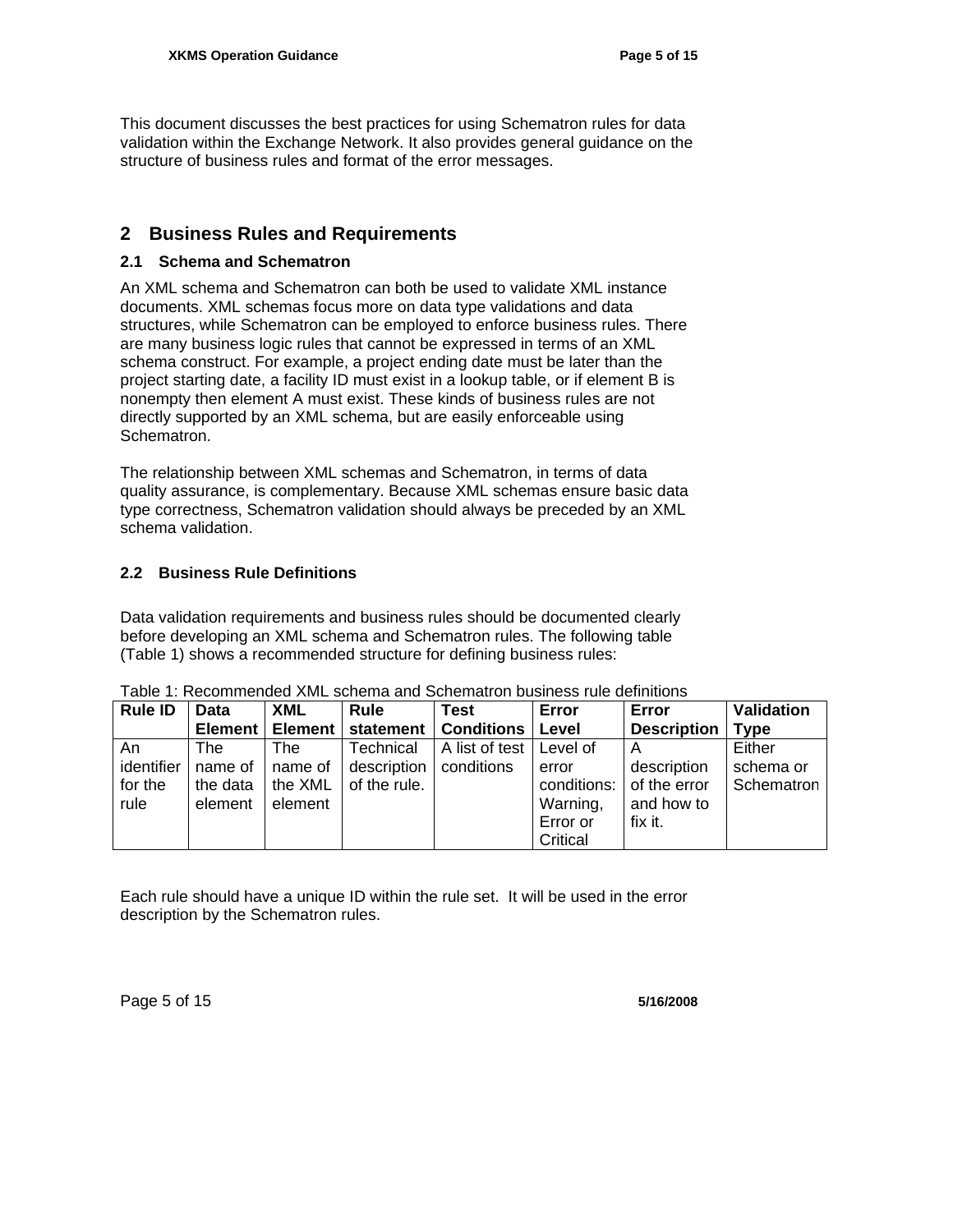This document discusses the best practices for using Schematron rules for data validation within the Exchange Network. It also provides general guidance on the structure of business rules and format of the error messages.

## 2 Business Rules and Requirements

### 2.1 Schema and Schematron

An XML schema and Schematron can both be used to validate XML instance documents. XML schemas focus more on data type validations and data structures, while Schematron can be employed to enforce business rules. There are many business logic rules that cannot be expressed in terms of an XML schema construct. For example, a project ending date must be later than the project starting date, a facility ID must exist in a lookup table, or if element B is nonempty then element A must exist. These kinds of business rules are not directly supported by an XML schema, but are easily enforceable using Schematron.

The relationship between XML schemas and Schematron, in terms of data quality assurance, is complementary. Because XML schemas ensure basic data type correctness, Schematron validation should always be preceded by an XML schema validation.

### 2.2 Business Rule Definitions

Data validation requirements and business rules should be documented clearly before developing an XML schema and Schematron rules. The following table (Table 1) shows a recommended structure for defining business rules:

Table 1: Recommended XML schema and Schematron business rule definitions

| Rule ID | Data Element | XML Element | Rule statement | Test Conditions | Error Level | Error Description | Validation Type |
|---|---|---|---|---|---|---|---|
| An identifier for the rule | The name of the data element | The name of the XML element | Technical description of the rule. | A list of test conditions | Level of error conditions: Warning, Error or Critical | A description of the error and how to fix it. | Either schema or Schematron |

Each rule should have a unique ID within the rule set. It will be used in the error description by the Schematron rules.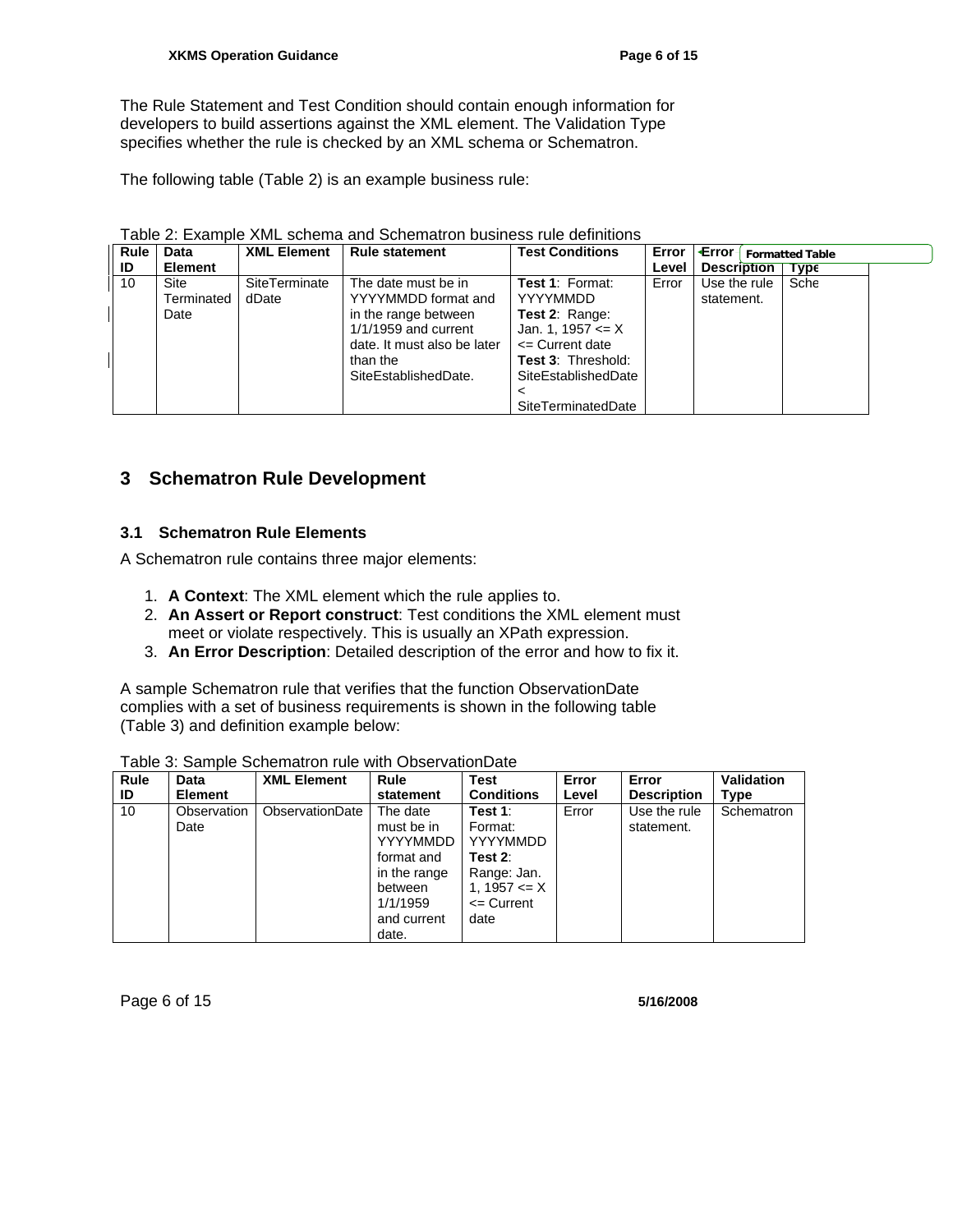The Rule Statement and Test Condition should contain enough information for developers to build assertions against the XML element. The Validation Type specifies whether the rule is checked by an XML schema or Schematron.

The following table (Table 2) is an example business rule:

Table 2: Example XML schema and Schematron business rule definitions

| Rule ID | Data Element | XML Element | Rule statement | Test Conditions | Error Level | Error Description | Type |
|---|---|---|---|---|---|---|---|
| 10 | Site Terminated Date | SiteTerminatedDate | The date must be in YYYYMMDD format and in the range between 1/1/1959 and current date. It must also be later than the SiteEstablishedDate. | **Test 1**: Format: YYYYMMDD **Test 2**: Range: Jan. 1, 1957 <= X <= Current date **Test 3**: Threshold: SiteEstablishedDate < SiteTerminatedDate | Error | Use the rule statement. | Sche |

## 3 Schematron Rule Development

### 3.1 Schematron Rule Elements

A Schematron rule contains three major elements:

1. **A Context**: The XML element which the rule applies to.
2. **An Assert or Report construct**: Test conditions the XML element must meet or violate respectively. This is usually an XPath expression.
3. **An Error Description**: Detailed description of the error and how to fix it.

A sample Schematron rule that verifies that the function ObservationDate complies with a set of business requirements is shown in the following table (Table 3) and definition example below:

Table 3: Sample Schematron rule with ObservationDate

| Rule ID | Data Element | XML Element | Rule statement | Test Conditions | Error Level | Error Description | Validation Type |
|---|---|---|---|---|---|---|---|
| 10 | Observation Date | ObservationDate | The date must be in YYYYMMDD format and in the range between 1/1/1959 and current date. | **Test 1**: Format: YYYYMMDD **Test 2**: Range: Jan. 1, 1957 <= X <= Current date | Error | Use the rule statement. | Schematron |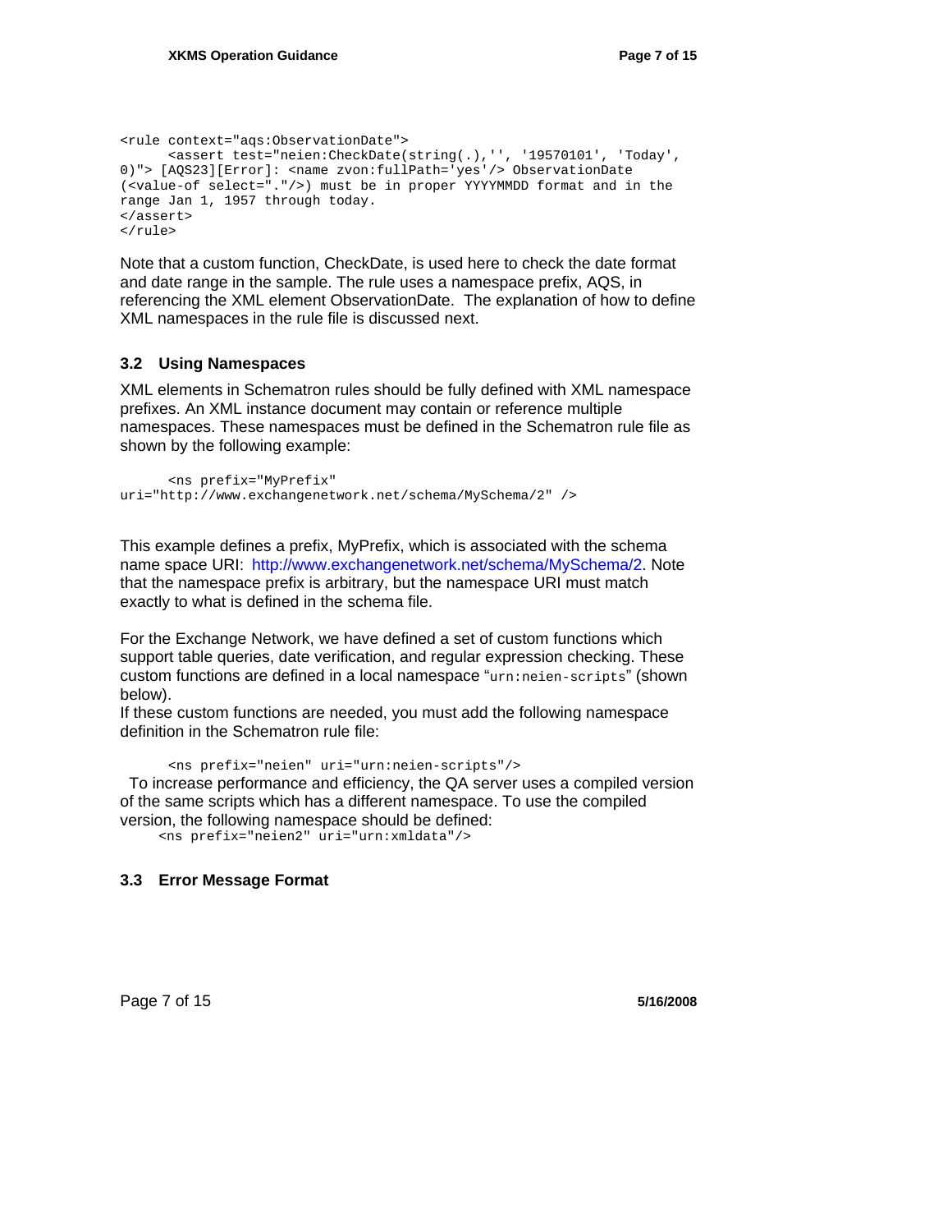```
<rule context="aqs:ObservationDate">
      <assert test="neien:CheckDate(string(.),'', '19570101', 'Today',
0)"> [AQS23][Error]: <name zvon:fullPath='yes'/> ObservationDate
(<value-of select="."/>) must be in proper YYYYMMDD format and in the
range Jan 1, 1957 through today.
</assert>
</rule>
```

Note that a custom function, CheckDate, is used here to check the date format and date range in the sample. The rule uses a namespace prefix, AQS, in referencing the XML element ObservationDate.  The explanation of how to define XML namespaces in the rule file is discussed next.

### 3.2 Using Namespaces

XML elements in Schematron rules should be fully defined with XML namespace prefixes. An XML instance document may contain or reference multiple namespaces. These namespaces must be defined in the Schematron rule file as shown by the following example:

```
      <ns prefix="MyPrefix"
uri="http://www.exchangenetwork.net/schema/MySchema/2" />
```

This example defines a prefix, MyPrefix, which is associated with the schema name space URI:  http://www.exchangenetwork.net/schema/MySchema/2. Note that the namespace prefix is arbitrary, but the namespace URI must match exactly to what is defined in the schema file.

For the Exchange Network, we have defined a set of custom functions which support table queries, date verification, and regular expression checking. These custom functions are defined in a local namespace "`urn:neien-scripts`" (shown below).
If these custom functions are needed, you must add the following namespace definition in the Schematron rule file:

```
      <ns prefix="neien" uri="urn:neien-scripts"/>
```

To increase performance and efficiency, the QA server uses a compiled version of the same scripts which has a different namespace. To use the compiled version, the following namespace should be defined:

```
     <ns prefix="neien2" uri="urn:xmldata"/>
```

### 3.3 Error Message Format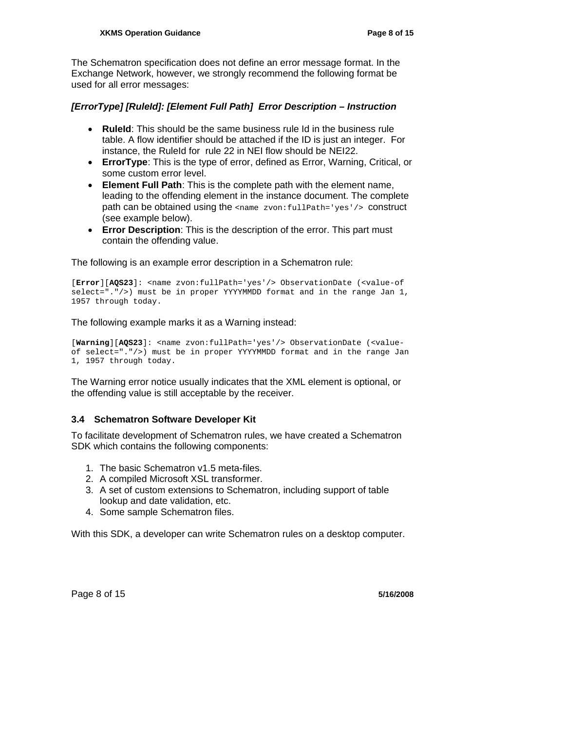The Schematron specification does not define an error message format. In the Exchange Network, however, we strongly recommend the following format be used for all error messages:

***[ErrorType] [RuleId]: [Element Full Path]  Error Description – Instruction***

- **RuleId**: This should be the same business rule Id in the business rule table. A flow identifier should be attached if the ID is just an integer.  For instance, the RuleId for  rule 22 in NEI flow should be NEI22.
- **ErrorType**: This is the type of error, defined as Error, Warning, Critical, or some custom error level.
- **Element Full Path**: This is the complete path with the element name, leading to the offending element in the instance document. The complete path can be obtained using the `<name zvon:fullPath='yes'/>` construct (see example below).
- **Error Description**: This is the description of the error. This part must contain the offending value.

The following is an example error description in a Schematron rule:

```
[Error][AQS23]: <name zvon:fullPath='yes'/> ObservationDate (<value-of
select="."/>) must be in proper YYYYMMDD format and in the range Jan 1,
1957 through today.
```

The following example marks it as a Warning instead:

```
[Warning][AQS23]: <name zvon:fullPath='yes'/> ObservationDate (<value-
of select="."/>) must be in proper YYYYMMDD format and in the range Jan
1, 1957 through today.
```

The Warning error notice usually indicates that the XML element is optional, or the offending value is still acceptable by the receiver.

### 3.4 Schematron Software Developer Kit

To facilitate development of Schematron rules, we have created a Schematron SDK which contains the following components:

1. The basic Schematron v1.5 meta-files.
2. A compiled Microsoft XSL transformer.
3. A set of custom extensions to Schematron, including support of table lookup and date validation, etc.
4. Some sample Schematron files.

With this SDK, a developer can write Schematron rules on a desktop computer.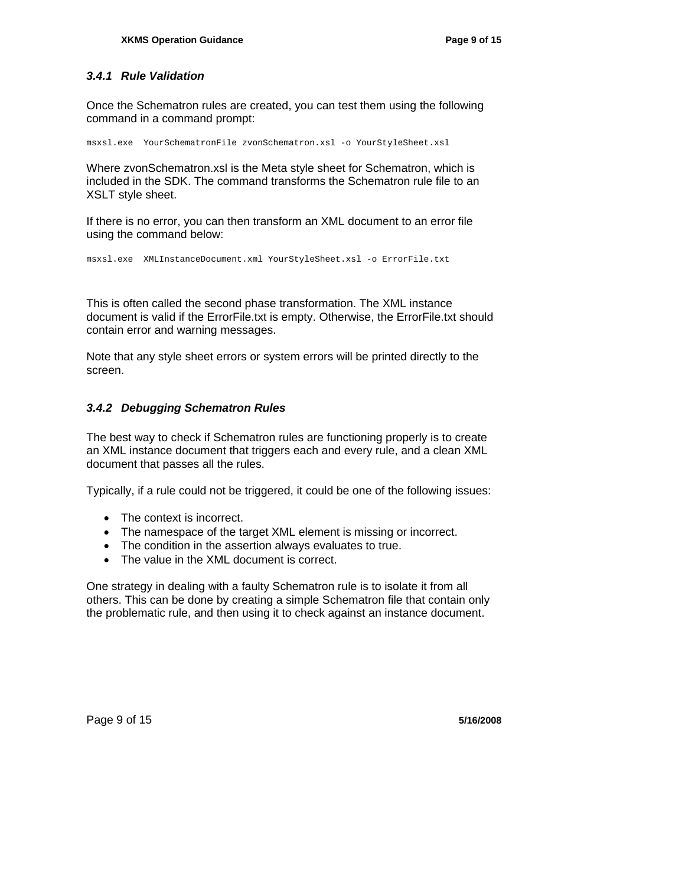### *3.4.1 Rule Validation*

Once the Schematron rules are created, you can test them using the following command in a command prompt:

```
msxsl.exe  YourSchematronFile zvonSchematron.xsl -o YourStyleSheet.xsl
```

Where zvonSchematron.xsl is the Meta style sheet for Schematron, which is included in the SDK. The command transforms the Schematron rule file to an XSLT style sheet.

If there is no error, you can then transform an XML document to an error file using the command below:

```
msxsl.exe  XMLInstanceDocument.xml YourStyleSheet.xsl -o ErrorFile.txt
```

This is often called the second phase transformation. The XML instance document is valid if the ErrorFile.txt is empty. Otherwise, the ErrorFile.txt should contain error and warning messages.

Note that any style sheet errors or system errors will be printed directly to the screen.

### *3.4.2 Debugging Schematron Rules*

The best way to check if Schematron rules are functioning properly is to create an XML instance document that triggers each and every rule, and a clean XML document that passes all the rules.

Typically, if a rule could not be triggered, it could be one of the following issues:

- The context is incorrect.
- The namespace of the target XML element is missing or incorrect.
- The condition in the assertion always evaluates to true.
- The value in the XML document is correct.

One strategy in dealing with a faulty Schematron rule is to isolate it from all others. This can be done by creating a simple Schematron file that contain only the problematic rule, and then using it to check against an instance document.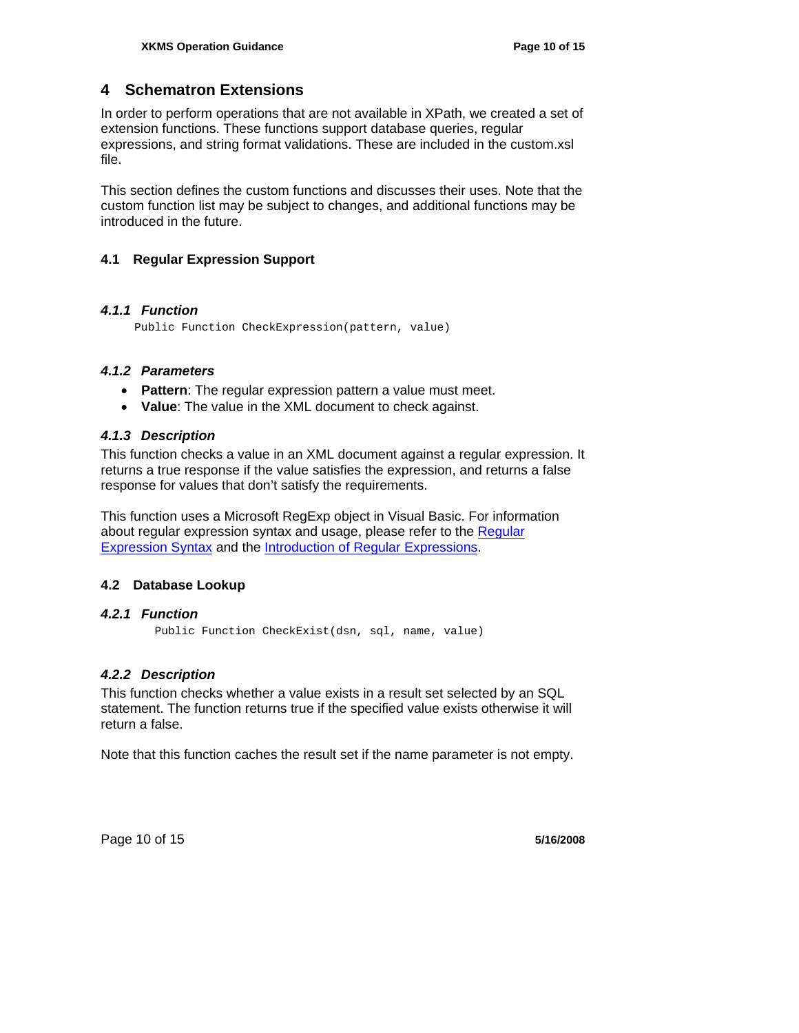# 4 Schematron Extensions

In order to perform operations that are not available in XPath, we created a set of extension functions. These functions support database queries, regular expressions, and string format validations. These are included in the custom.xsl file.

This section defines the custom functions and discusses their uses. Note that the custom function list may be subject to changes, and additional functions may be introduced in the future.

## 4.1 Regular Expression Support

### *4.1.1 Function*

```
Public Function CheckExpression(pattern, value)
```

### *4.1.2 Parameters*

- **Pattern**: The regular expression pattern a value must meet.
- **Value**: The value in the XML document to check against.

### *4.1.3 Description*

This function checks a value in an XML document against a regular expression. It returns a true response if the value satisfies the expression, and returns a false response for values that don't satisfy the requirements.

This function uses a Microsoft RegExp object in Visual Basic. For information about regular expression syntax and usage, please refer to the Regular Expression Syntax and the Introduction of Regular Expressions.

## 4.2 Database Lookup

### *4.2.1 Function*

```
Public Function CheckExist(dsn, sql, name, value)
```

### *4.2.2 Description*

This function checks whether a value exists in a result set selected by an SQL statement. The function returns true if the specified value exists otherwise it will return a false.

Note that this function caches the result set if the name parameter is not empty.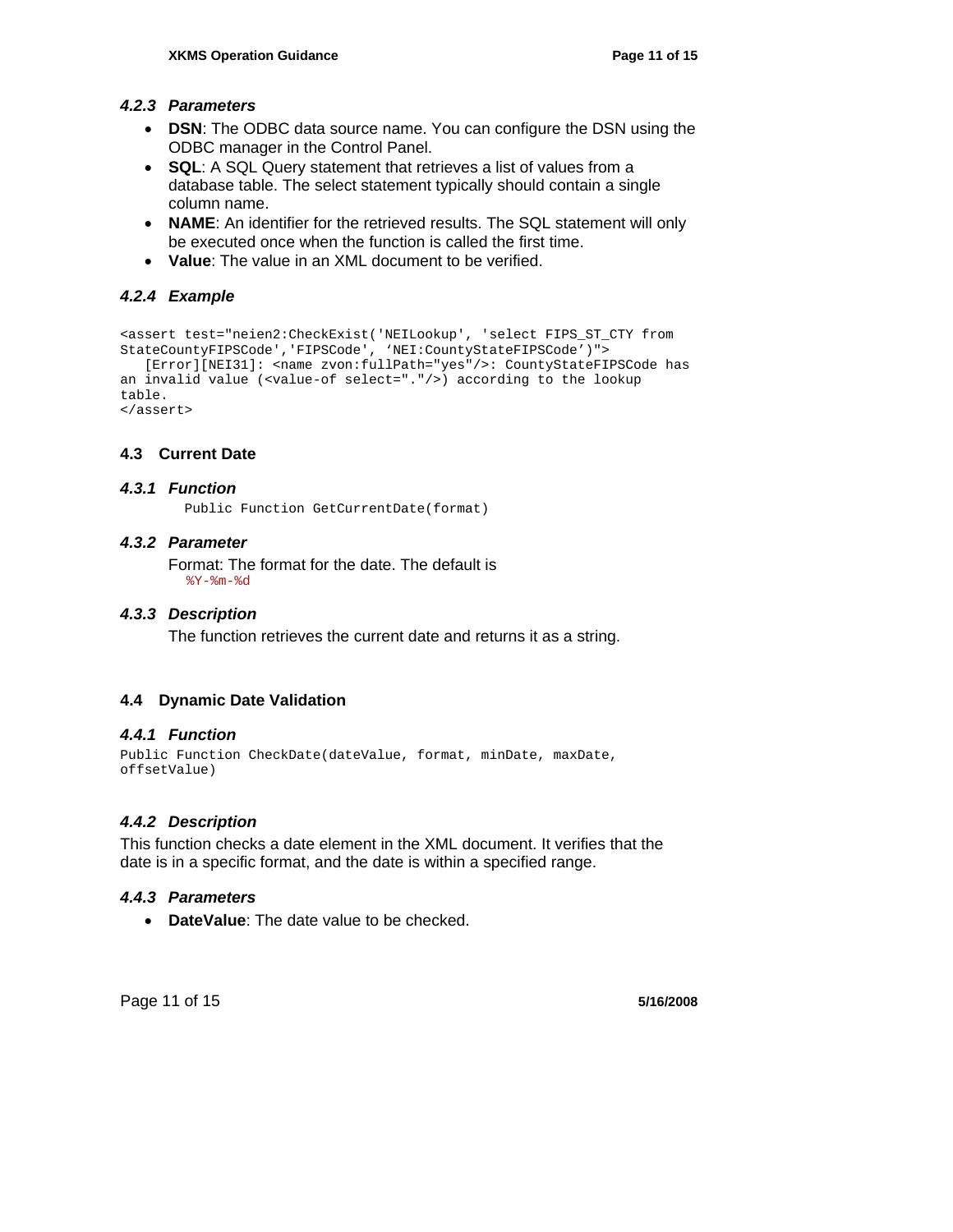#### *4.2.3 Parameters*

- **DSN**: The ODBC data source name. You can configure the DSN using the ODBC manager in the Control Panel.
- **SQL**: A SQL Query statement that retrieves a list of values from a database table. The select statement typically should contain a single column name.
- **NAME**: An identifier for the retrieved results. The SQL statement will only be executed once when the function is called the first time.
- **Value**: The value in an XML document to be verified.

#### *4.2.4 Example*

```
<assert test="neien2:CheckExist('NEILookup', 'select FIPS_ST_CTY from
StateCountyFIPSCode','FIPSCode', ‘NEI:CountyStateFIPSCode’)">
   [Error][NEI31]: <name zvon:fullPath="yes"/>: CountyStateFIPSCode has
an invalid value (<value-of select="."/>) according to the lookup
table.
</assert>
```

### 4.3 Current Date

#### *4.3.1 Function*

```
Public Function GetCurrentDate(format)
```

#### *4.3.2 Parameter*

Format: The format for the date. The default is
`%Y-%m-%d`

#### *4.3.3 Description*

The function retrieves the current date and returns it as a string.

### 4.4 Dynamic Date Validation

#### *4.4.1 Function*

```
Public Function CheckDate(dateValue, format, minDate, maxDate,
offsetValue)
```

#### *4.4.2 Description*

This function checks a date element in the XML document. It verifies that the date is in a specific format, and the date is within a specified range.

#### *4.4.3 Parameters*

- **DateValue**: The date value to be checked.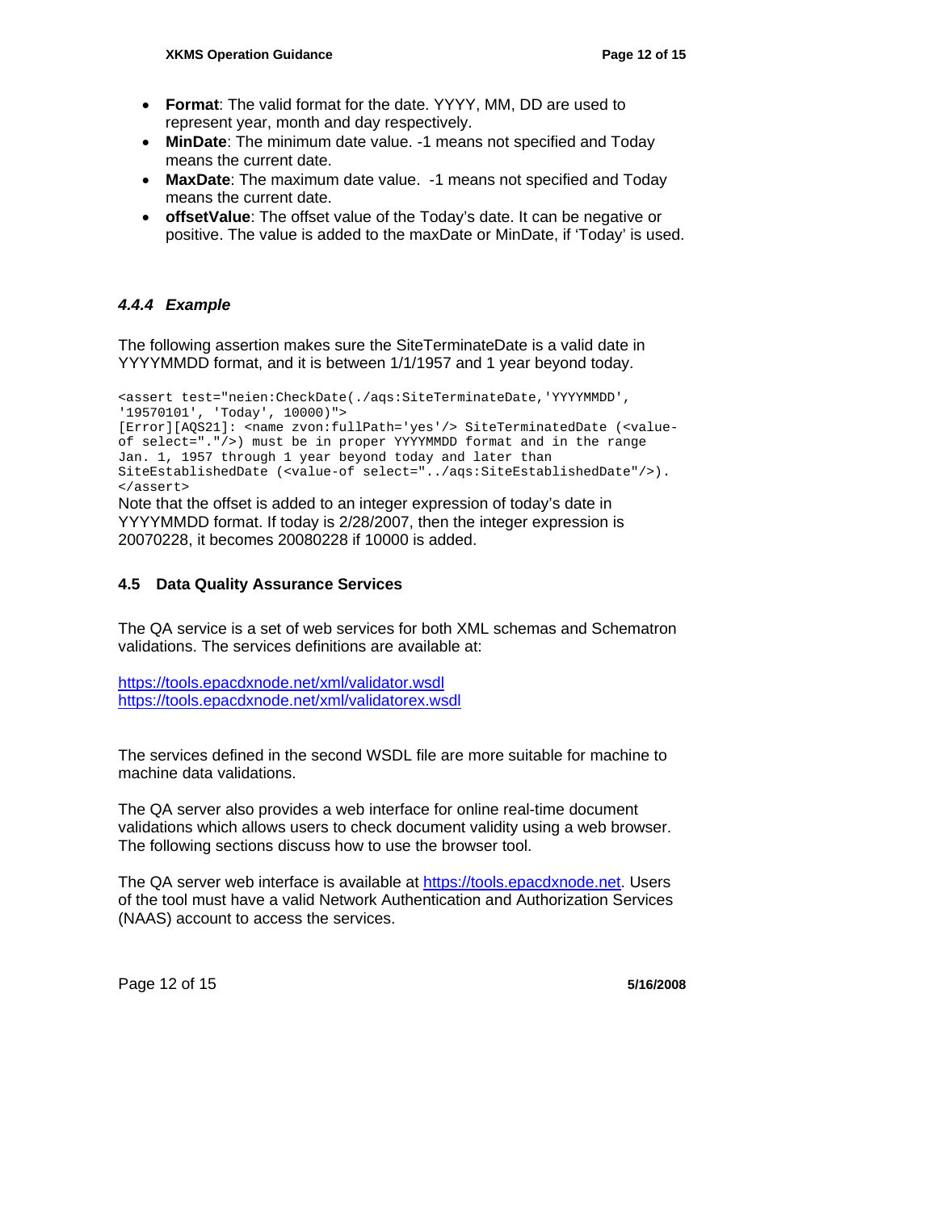- **Format**: The valid format for the date. YYYY, MM, DD are used to represent year, month and day respectively.
- **MinDate**: The minimum date value. -1 means not specified and Today means the current date.
- **MaxDate**: The maximum date value. -1 means not specified and Today means the current date.
- **offsetValue**: The offset value of the Today's date. It can be negative or positive. The value is added to the maxDate or MinDate, if 'Today' is used.

#### *4.4.4 Example*

The following assertion makes sure the SiteTerminateDate is a valid date in YYYYMMDD format, and it is between 1/1/1957 and 1 year beyond today.

```
<assert test="neien:CheckDate(./aqs:SiteTerminateDate,'YYYYMMDD',
'19570101', 'Today', 10000)">
[Error][AQS21]: <name zvon:fullPath='yes'/> SiteTerminatedDate (<value-
of select="."/>) must be in proper YYYYMMDD format and in the range
Jan. 1, 1957 through 1 year beyond today and later than
SiteEstablishedDate (<value-of select="../aqs:SiteEstablishedDate"/>).
</assert>
```

Note that the offset is added to an integer expression of today's date in YYYYMMDD format. If today is 2/28/2007, then the integer expression is 20070228, it becomes 20080228 if 10000 is added.

### 4.5 Data Quality Assurance Services

The QA service is a set of web services for both XML schemas and Schematron validations. The services definitions are available at:

https://tools.epacdxnode.net/xml/validator.wsdl
https://tools.epacdxnode.net/xml/validatorex.wsdl

The services defined in the second WSDL file are more suitable for machine to machine data validations.

The QA server also provides a web interface for online real-time document validations which allows users to check document validity using a web browser. The following sections discuss how to use the browser tool.

The QA server web interface is available at https://tools.epacdxnode.net. Users of the tool must have a valid Network Authentication and Authorization Services (NAAS) account to access the services.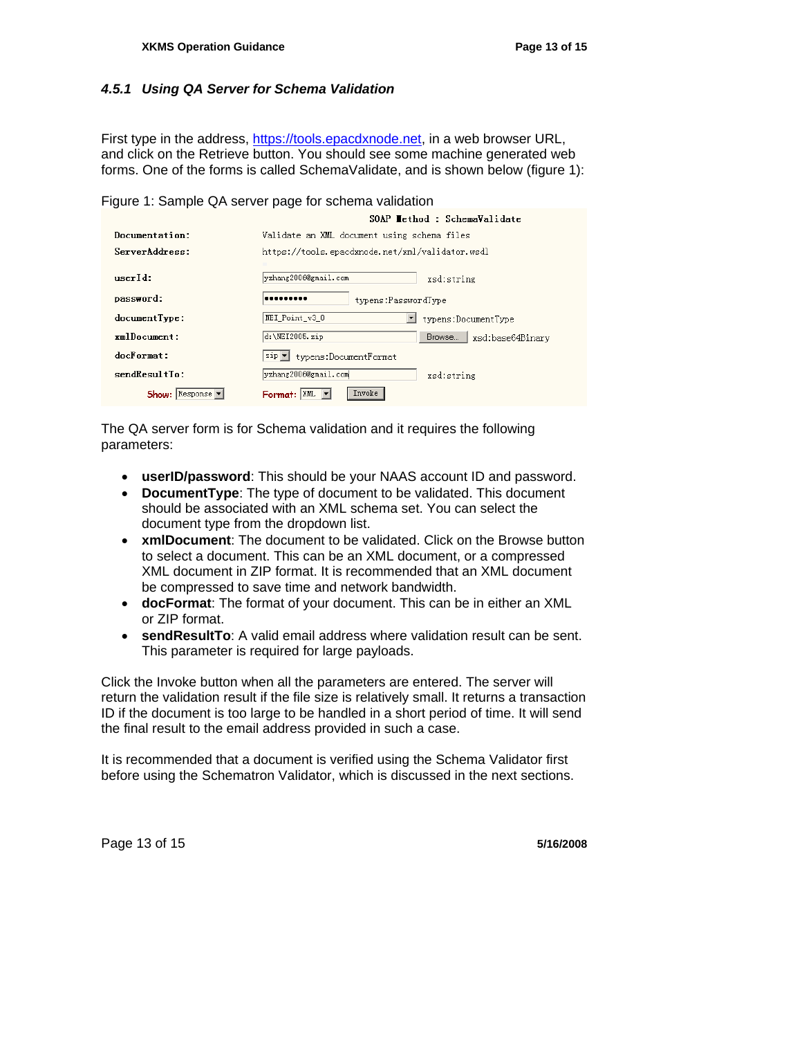### 4.5.1 Using QA Server for Schema Validation

First type in the address, https://tools.epacdxnode.net, in a web browser URL, and click on the Retrieve button. You should see some machine generated web forms. One of the forms is called SchemaValidate, and is shown below (figure 1):

Figure 1: Sample QA server page for schema validation

| SOAP Method : SchemaValidate | | |
|---|---|---|
| Documentation: | Validate an XML document using schema files | |
| ServerAddress: | https://tools.epacdxnode.net/xml/validator.wsdl | |
| userId: | yzhang2006@gmail.com | xsd:string |
| password: | ••••••••• | typens:PasswordType |
| documentType: | NEI_Point_v3_0 | typens:DocumentType |
| xmlDocument: | d:\NEI2005.zip [Browse...] | xsd:base64Binary |
| docFormat: | zip | typens:DocumentFormat |
| sendResultTo: | yzhang2006@gmail.com | xsd:string |
| Show: Response | Format: XML [Invoke] | |

The QA server form is for Schema validation and it requires the following parameters:

- **userID/password**: This should be your NAAS account ID and password.
- **DocumentType**: The type of document to be validated. This document should be associated with an XML schema set. You can select the document type from the dropdown list.
- **xmlDocument**: The document to be validated. Click on the Browse button to select a document. This can be an XML document, or a compressed XML document in ZIP format. It is recommended that an XML document be compressed to save time and network bandwidth.
- **docFormat**: The format of your document. This can be in either an XML or ZIP format.
- **sendResultTo**: A valid email address where validation result can be sent. This parameter is required for large payloads.

Click the Invoke button when all the parameters are entered. The server will return the validation result if the file size is relatively small. It returns a transaction ID if the document is too large to be handled in a short period of time. It will send the final result to the email address provided in such a case.

It is recommended that a document is verified using the Schema Validator first before using the Schematron Validator, which is discussed in the next sections.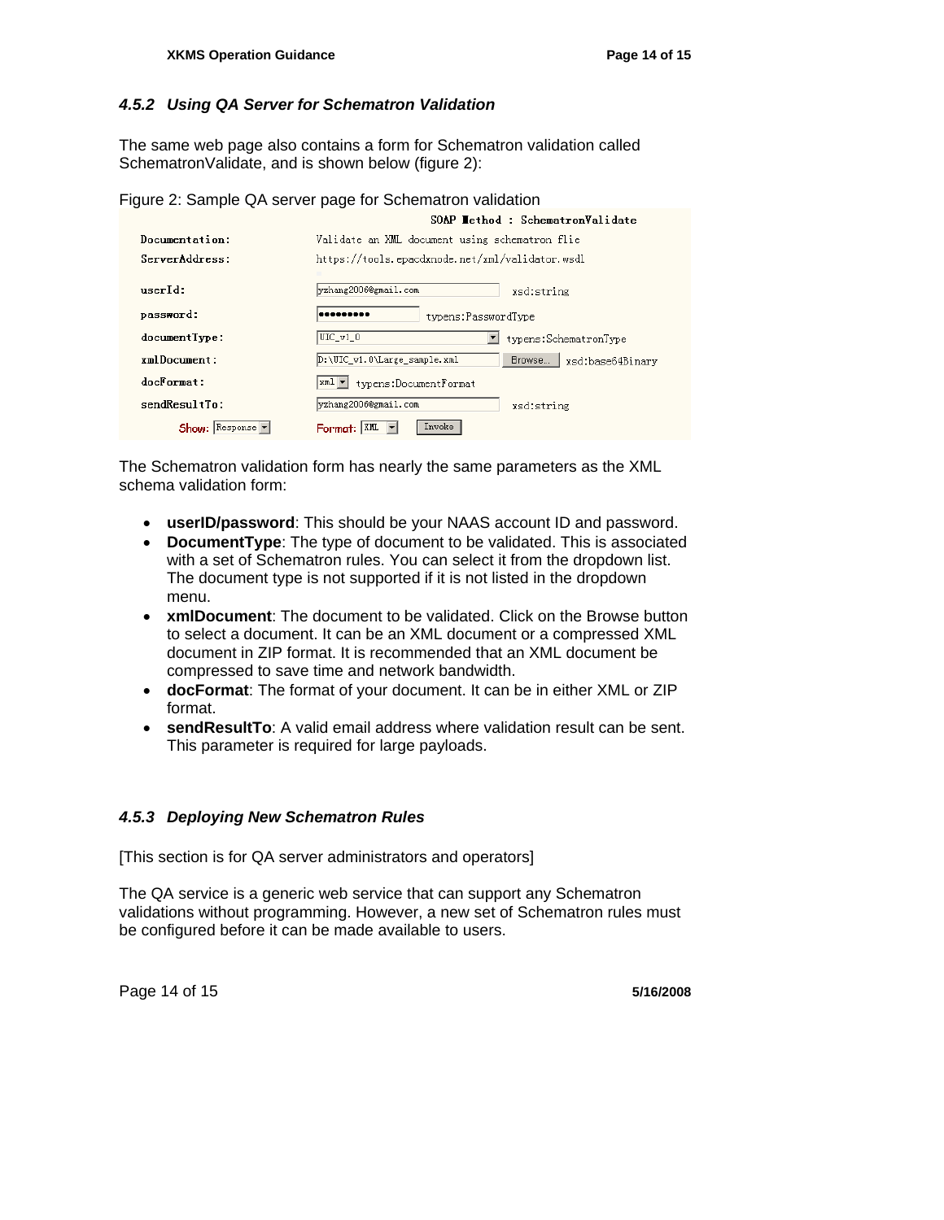### 4.5.2 Using QA Server for Schematron Validation

The same web page also contains a form for Schematron validation called SchematronValidate, and is shown below (figure 2):

Figure 2: Sample QA server page for Schematron validation

| SOAP Method : SchematronValidate | |
|---|---|
| Documentation: | Validate an XML document using schematron file |
| ServerAddress: | https://tools.epacdxnode.net/xml/validator.wsdl |
| userId: | yzhang2006@gmail.com xsd:string |
| password: | ••••••••• typens:PasswordType |
| documentType: | UIC_v1_0 typens:SchematronType |
| xmlDocument: | D:\UIC_v1.0\Large_sample.xml Browse... xsd:base64Binary |
| docFormat: | xml typens:DocumentFormat |
| sendResultTo: | yzhang2006@gmail.com xsd:string |
| Show: Response | Format: XML Invoke |

The Schematron validation form has nearly the same parameters as the XML schema validation form:

- **userID/password**: This should be your NAAS account ID and password.
- **DocumentType**: The type of document to be validated. This is associated with a set of Schematron rules. You can select it from the dropdown list. The document type is not supported if it is not listed in the dropdown menu.
- **xmlDocument**: The document to be validated. Click on the Browse button to select a document. It can be an XML document or a compressed XML document in ZIP format. It is recommended that an XML document be compressed to save time and network bandwidth.
- **docFormat**: The format of your document. It can be in either XML or ZIP format.
- **sendResultTo**: A valid email address where validation result can be sent. This parameter is required for large payloads.

### 4.5.3 Deploying New Schematron Rules

[This section is for QA server administrators and operators]

The QA service is a generic web service that can support any Schematron validations without programming. However, a new set of Schematron rules must be configured before it can be made available to users.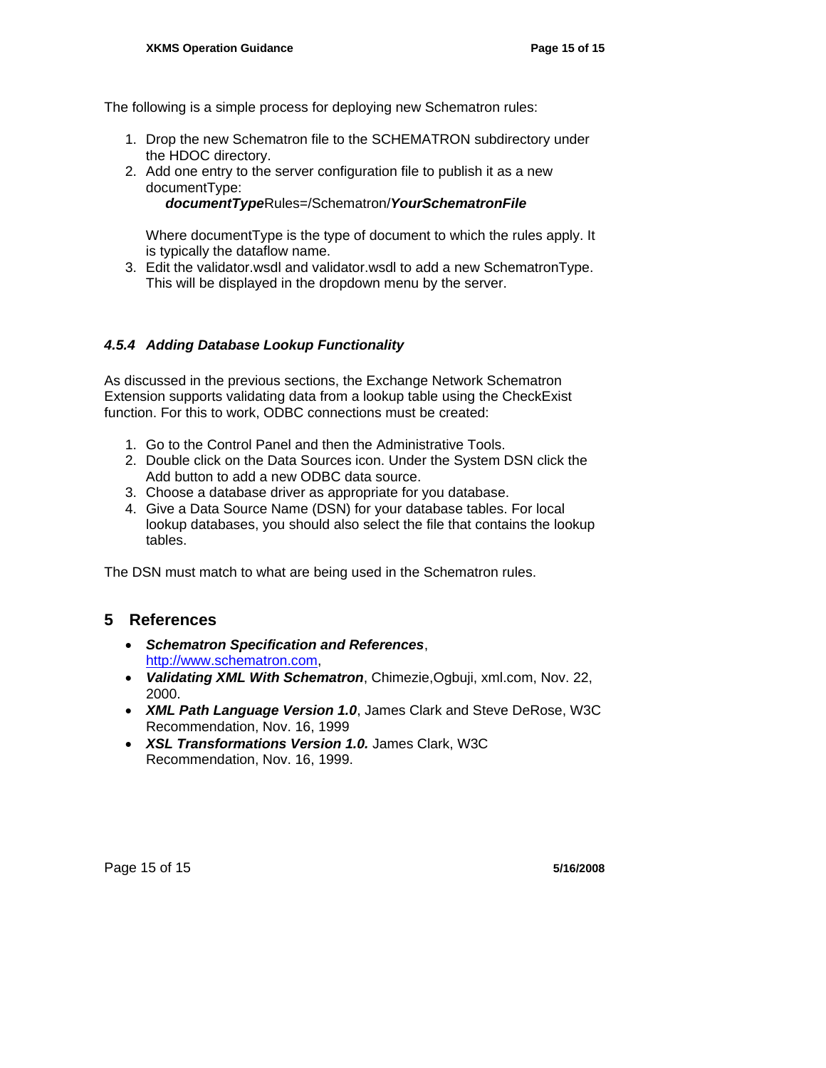The following is a simple process for deploying new Schematron rules:

1. Drop the new Schematron file to the SCHEMATRON subdirectory under the HDOC directory.
2. Add one entry to the server configuration file to publish it as a new documentType:

   ***documentType***Rules=/Schematron/***YourSchematronFile***

   Where documentType is the type of document to which the rules apply. It is typically the dataflow name.
3. Edit the validator.wsdl and validator.wsdl to add a new SchematronType. This will be displayed in the dropdown menu by the server.

### *4.5.4 Adding Database Lookup Functionality*

As discussed in the previous sections, the Exchange Network Schematron Extension supports validating data from a lookup table using the CheckExist function. For this to work, ODBC connections must be created:

1. Go to the Control Panel and then the Administrative Tools.
2. Double click on the Data Sources icon. Under the System DSN click the Add button to add a new ODBC data source.
3. Choose a database driver as appropriate for you database.
4. Give a Data Source Name (DSN) for your database tables. For local lookup databases, you should also select the file that contains the lookup tables.

The DSN must match to what are being used in the Schematron rules.

## 5 References

- ***Schematron Specification and References***, http://www.schematron.com,
- ***Validating XML With Schematron***, Chimezie,Ogbuji, xml.com, Nov. 22, 2000.
- ***XML Path Language Version 1.0***, James Clark and Steve DeRose, W3C Recommendation, Nov. 16, 1999
- ***XSL Transformations Version 1.0.*** James Clark, W3C Recommendation, Nov. 16, 1999.